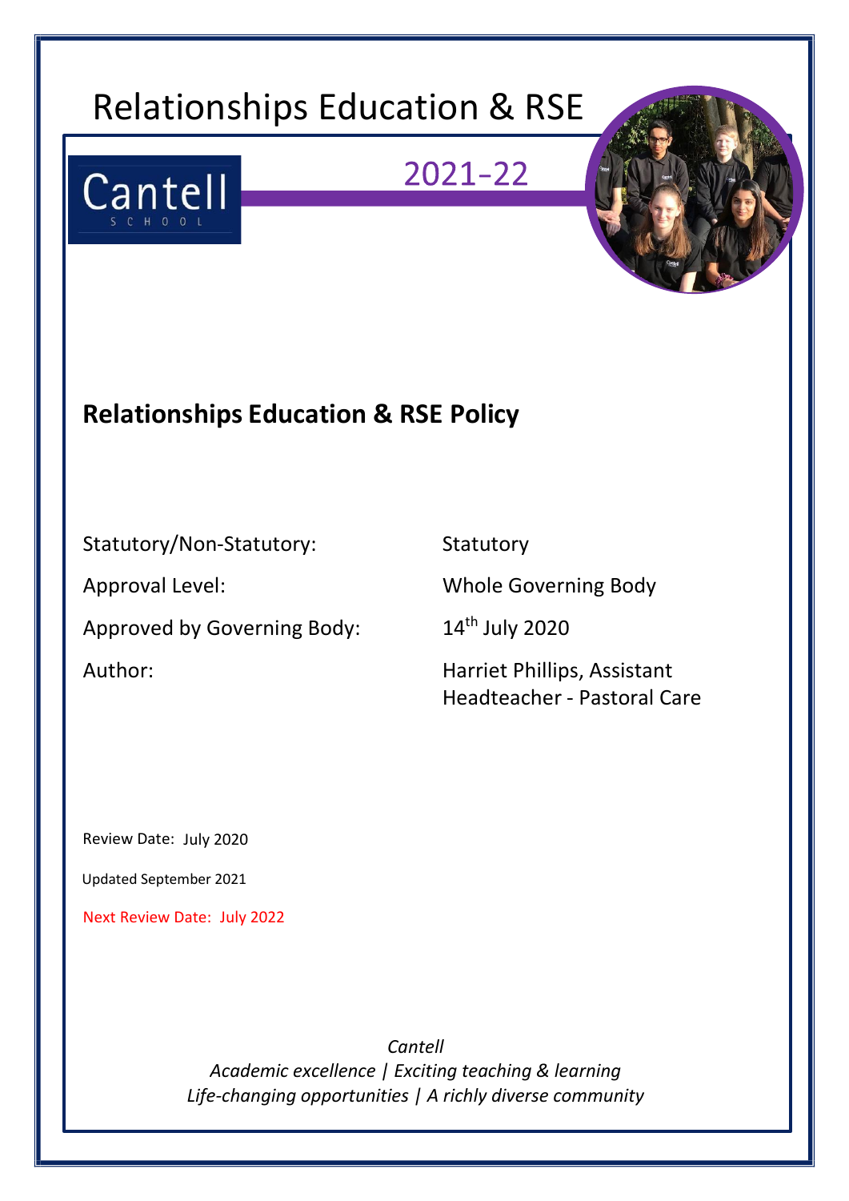# Relationships Education & RSE

Cantell
SCHOOL

2021-22

## Relationships Education & RSE Policy

| | |
|---|---|
| Statutory/Non-Statutory: | Statutory |
| Approval Level: | Whole Governing Body |
| Approved by Governing Body: | 14th July 2020 |
| Author: | Harriet Phillips, Assistant Headteacher - Pastoral Care |

Review Date: July 2020

Updated September 2021

Next Review Date: July 2022

*Cantell*
*Academic excellence | Exciting teaching & learning*
*Life-changing opportunities | A richly diverse community*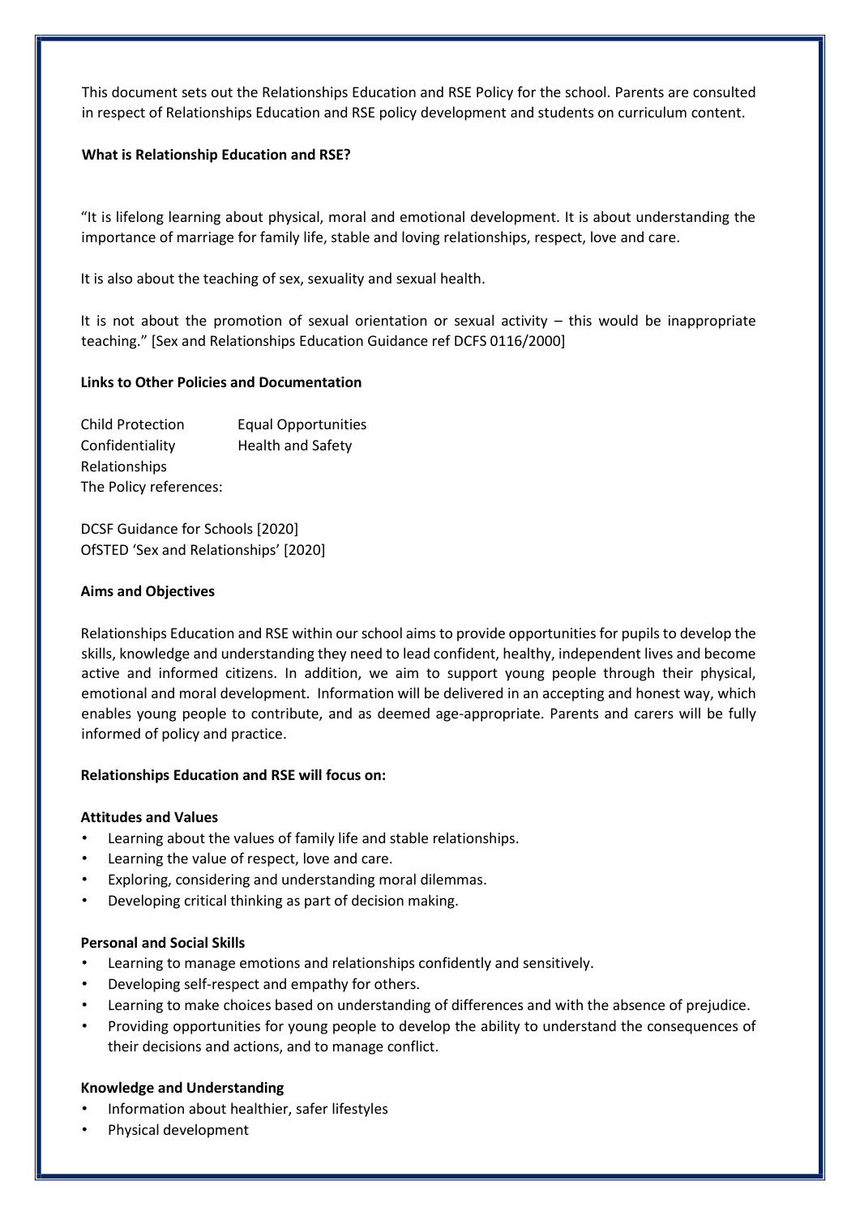This document sets out the Relationships Education and RSE Policy for the school. Parents are consulted in respect of Relationships Education and RSE policy development and students on curriculum content.

**What is Relationship Education and RSE?**

"It is lifelong learning about physical, moral and emotional development. It is about understanding the importance of marriage for family life, stable and loving relationships, respect, love and care.

It is also about the teaching of sex, sexuality and sexual health.

It is not about the promotion of sexual orientation or sexual activity – this would be inappropriate teaching." [Sex and Relationships Education Guidance ref DCFS 0116/2000]

**Links to Other Policies and Documentation**

Child Protection
Equal Opportunities
Confidentiality
Health and Safety
Relationships

The Policy references:

DCSF Guidance for Schools [2020]
OfSTED 'Sex and Relationships' [2020]

**Aims and Objectives**

Relationships Education and RSE within our school aims to provide opportunities for pupils to develop the skills, knowledge and understanding they need to lead confident, healthy, independent lives and become active and informed citizens. In addition, we aim to support young people through their physical, emotional and moral development. Information will be delivered in an accepting and honest way, which enables young people to contribute, and as deemed age-appropriate. Parents and carers will be fully informed of policy and practice.

**Relationships Education and RSE will focus on:**

**Attitudes and Values**

- Learning about the values of family life and stable relationships.
- Learning the value of respect, love and care.
- Exploring, considering and understanding moral dilemmas.
- Developing critical thinking as part of decision making.

**Personal and Social Skills**

- Learning to manage emotions and relationships confidently and sensitively.
- Developing self-respect and empathy for others.
- Learning to make choices based on understanding of differences and with the absence of prejudice.
- Providing opportunities for young people to develop the ability to understand the consequences of their decisions and actions, and to manage conflict.

**Knowledge and Understanding**

- Information about healthier, safer lifestyles
- Physical development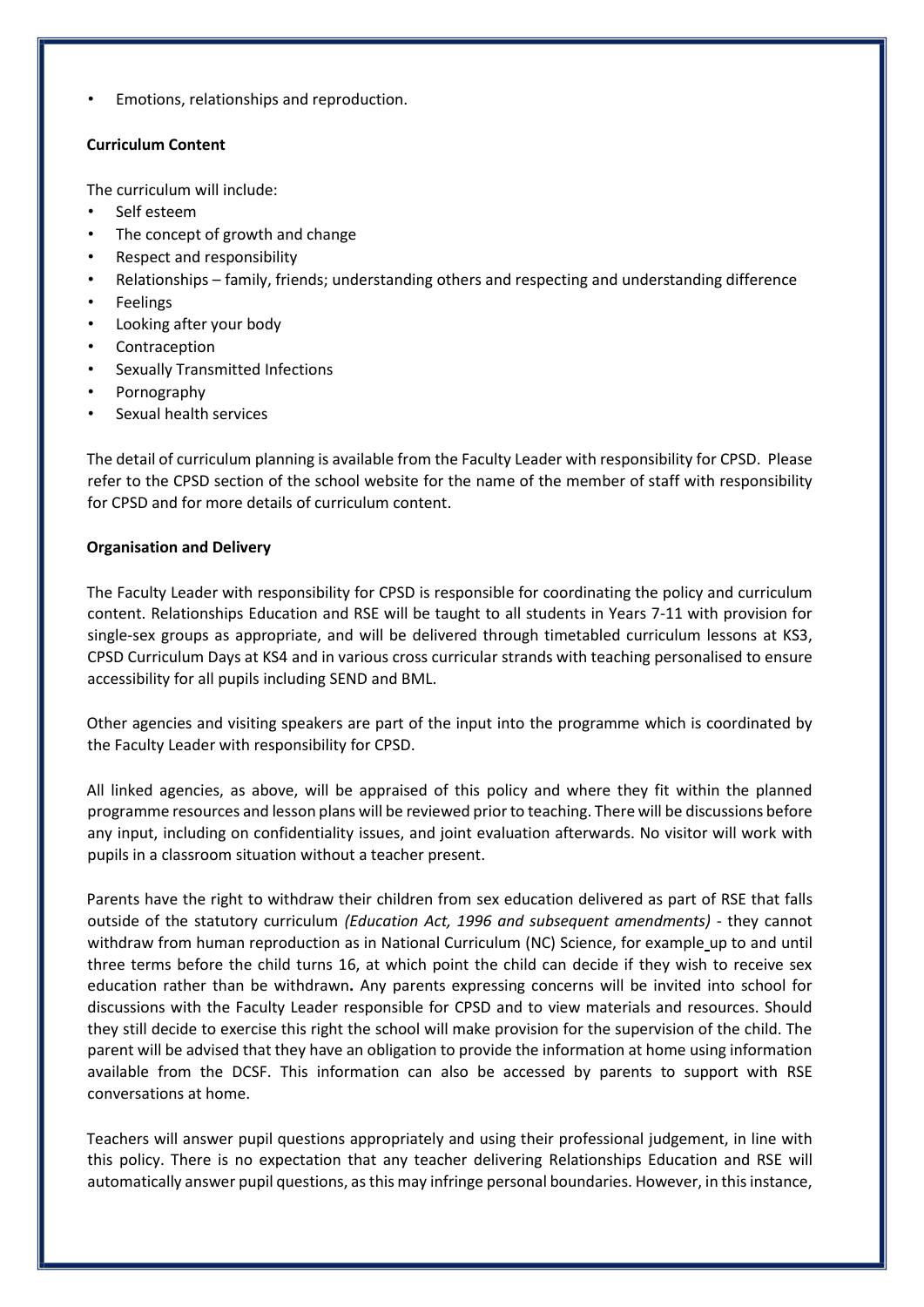- Emotions, relationships and reproduction.

**Curriculum Content**

The curriculum will include:

- Self esteem
- The concept of growth and change
- Respect and responsibility
- Relationships – family, friends; understanding others and respecting and understanding difference
- Feelings
- Looking after your body
- Contraception
- Sexually Transmitted Infections
- Pornography
- Sexual health services

The detail of curriculum planning is available from the Faculty Leader with responsibility for CPSD. Please refer to the CPSD section of the school website for the name of the member of staff with responsibility for CPSD and for more details of curriculum content.

**Organisation and Delivery**

The Faculty Leader with responsibility for CPSD is responsible for coordinating the policy and curriculum content. Relationships Education and RSE will be taught to all students in Years 7-11 with provision for single-sex groups as appropriate, and will be delivered through timetabled curriculum lessons at KS3, CPSD Curriculum Days at KS4 and in various cross curricular strands with teaching personalised to ensure accessibility for all pupils including SEND and BML.

Other agencies and visiting speakers are part of the input into the programme which is coordinated by the Faculty Leader with responsibility for CPSD.

All linked agencies, as above, will be appraised of this policy and where they fit within the planned programme resources and lesson plans will be reviewed prior to teaching. There will be discussions before any input, including on confidentiality issues, and joint evaluation afterwards. No visitor will work with pupils in a classroom situation without a teacher present.

Parents have the right to withdraw their children from sex education delivered as part of RSE that falls outside of the statutory curriculum *(Education Act, 1996 and subsequent amendments)* - they cannot withdraw from human reproduction as in National Curriculum (NC) Science, for example up to and until three terms before the child turns 16, at which point the child can decide if they wish to receive sex education rather than be withdrawn**.** Any parents expressing concerns will be invited into school for discussions with the Faculty Leader responsible for CPSD and to view materials and resources. Should they still decide to exercise this right the school will make provision for the supervision of the child. The parent will be advised that they have an obligation to provide the information at home using information available from the DCSF. This information can also be accessed by parents to support with RSE conversations at home.

Teachers will answer pupil questions appropriately and using their professional judgement, in line with this policy. There is no expectation that any teacher delivering Relationships Education and RSE will automatically answer pupil questions, as this may infringe personal boundaries. However, in this instance,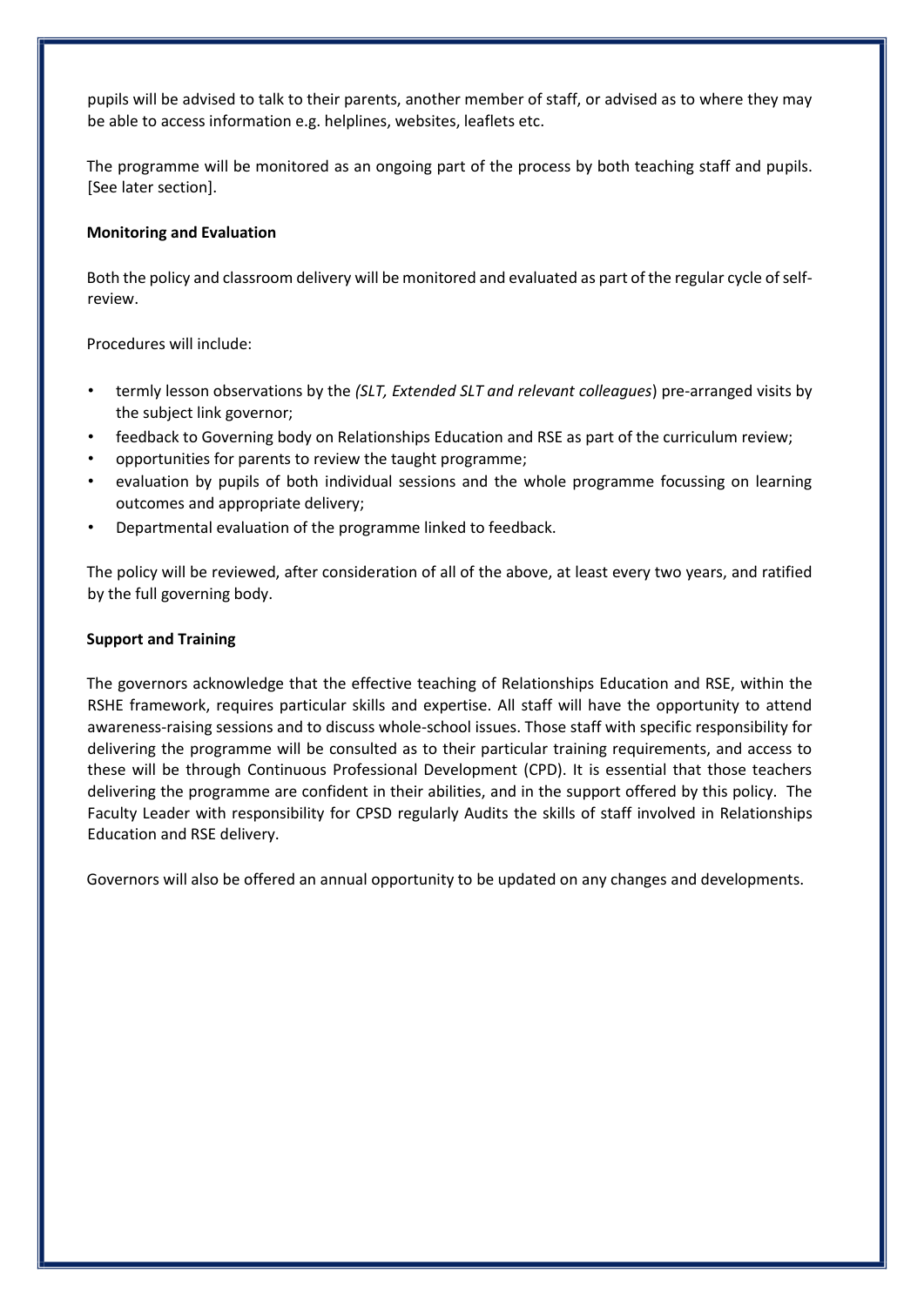pupils will be advised to talk to their parents, another member of staff, or advised as to where they may be able to access information e.g. helplines, websites, leaflets etc.

The programme will be monitored as an ongoing part of the process by both teaching staff and pupils. [See later section].

**Monitoring and Evaluation**

Both the policy and classroom delivery will be monitored and evaluated as part of the regular cycle of self-review.

Procedures will include:

- termly lesson observations by the *(SLT, Extended SLT and relevant colleagues*) pre-arranged visits by the subject link governor;
- feedback to Governing body on Relationships Education and RSE as part of the curriculum review;
- opportunities for parents to review the taught programme;
- evaluation by pupils of both individual sessions and the whole programme focussing on learning outcomes and appropriate delivery;
- Departmental evaluation of the programme linked to feedback.

The policy will be reviewed, after consideration of all of the above, at least every two years, and ratified by the full governing body.

**Support and Training**

The governors acknowledge that the effective teaching of Relationships Education and RSE, within the RSHE framework, requires particular skills and expertise. All staff will have the opportunity to attend awareness-raising sessions and to discuss whole-school issues. Those staff with specific responsibility for delivering the programme will be consulted as to their particular training requirements, and access to these will be through Continuous Professional Development (CPD). It is essential that those teachers delivering the programme are confident in their abilities, and in the support offered by this policy. The Faculty Leader with responsibility for CPSD regularly Audits the skills of staff involved in Relationships Education and RSE delivery.

Governors will also be offered an annual opportunity to be updated on any changes and developments.